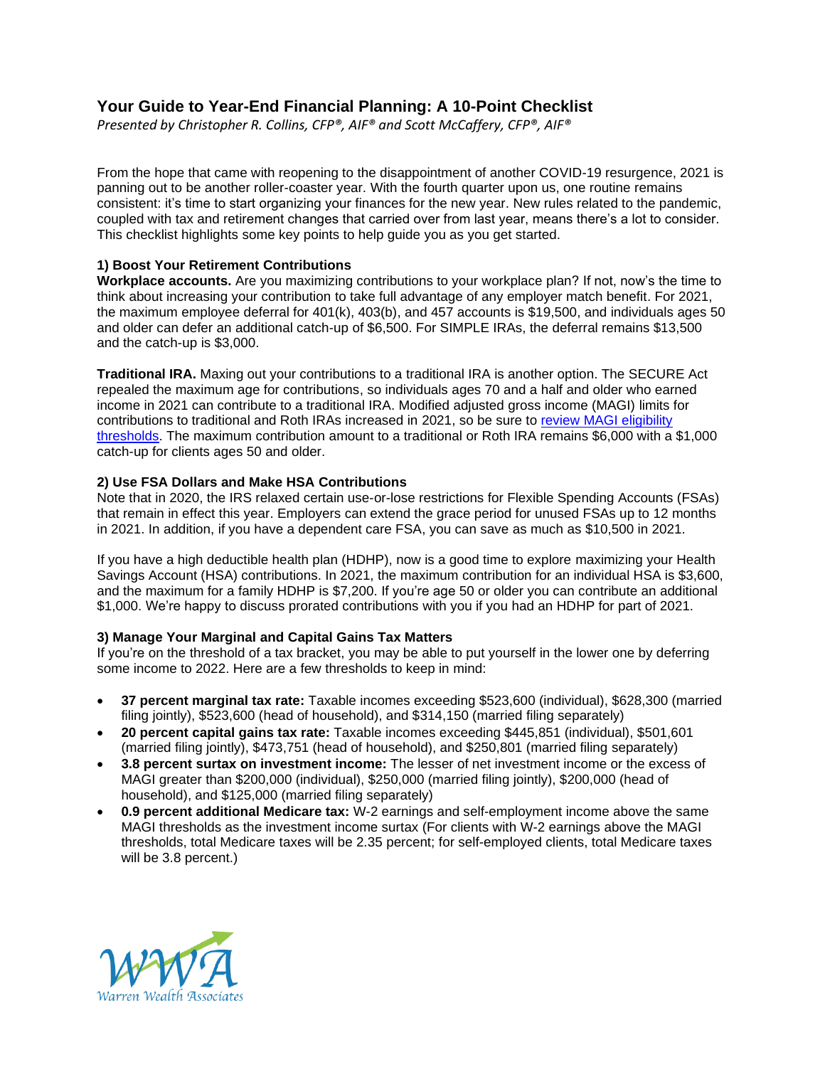# Your Guide to Year-End Financial Planning: A 10-Point Checklist

*Presented by Christopher R. Collins, CFP®, AIF® and Scott McCaffery, CFP®, AIF®*

From the hope that came with reopening to the disappointment of another COVID-19 resurgence, 2021 is panning out to be another roller-coaster year. With the fourth quarter upon us, one routine remains consistent: it's time to start organizing your finances for the new year. New rules related to the pandemic, coupled with tax and retirement changes that carried over from last year, means there's a lot to consider. This checklist highlights some key points to help guide you as you get started.

### 1) Boost Your Retirement Contributions

**Workplace accounts.** Are you maximizing contributions to your workplace plan? If not, now's the time to think about increasing your contribution to take full advantage of any employer match benefit. For 2021, the maximum employee deferral for 401(k), 403(b), and 457 accounts is $19,500, and individuals ages 50 and older can defer an additional catch-up of $6,500. For SIMPLE IRAs, the deferral remains $13,500 and the catch-up is $3,000.

**Traditional IRA.** Maxing out your contributions to a traditional IRA is another option. The SECURE Act repealed the maximum age for contributions, so individuals ages 70 and a half and older who earned income in 2021 can contribute to a traditional IRA. Modified adjusted gross income (MAGI) limits for contributions to traditional and Roth IRAs increased in 2021, so be sure to review MAGI eligibility thresholds. The maximum contribution amount to a traditional or Roth IRA remains $6,000 with a $1,000 catch-up for clients ages 50 and older.

### 2) Use FSA Dollars and Make HSA Contributions

Note that in 2020, the IRS relaxed certain use-or-lose restrictions for Flexible Spending Accounts (FSAs) that remain in effect this year. Employers can extend the grace period for unused FSAs up to 12 months in 2021. In addition, if you have a dependent care FSA, you can save as much as $10,500 in 2021.

If you have a high deductible health plan (HDHP), now is a good time to explore maximizing your Health Savings Account (HSA) contributions. In 2021, the maximum contribution for an individual HSA is $3,600, and the maximum for a family HDHP is $7,200. If you're age 50 or older you can contribute an additional $1,000. We're happy to discuss prorated contributions with you if you had an HDHP for part of 2021.

### 3) Manage Your Marginal and Capital Gains Tax Matters

If you're on the threshold of a tax bracket, you may be able to put yourself in the lower one by deferring some income to 2022. Here are a few thresholds to keep in mind:

- **37 percent marginal tax rate:** Taxable incomes exceeding $523,600 (individual), $628,300 (married filing jointly), $523,600 (head of household), and $314,150 (married filing separately)
- **20 percent capital gains tax rate:** Taxable incomes exceeding $445,851 (individual), $501,601 (married filing jointly), $473,751 (head of household), and $250,801 (married filing separately)
- **3.8 percent surtax on investment income:** The lesser of net investment income or the excess of MAGI greater than $200,000 (individual), $250,000 (married filing jointly), $200,000 (head of household), and $125,000 (married filing separately)
- **0.9 percent additional Medicare tax:** W-2 earnings and self-employment income above the same MAGI thresholds as the investment income surtax (For clients with W-2 earnings above the MAGI thresholds, total Medicare taxes will be 2.35 percent; for self-employed clients, total Medicare taxes will be 3.8 percent.)

WWA Warren Wealth Associates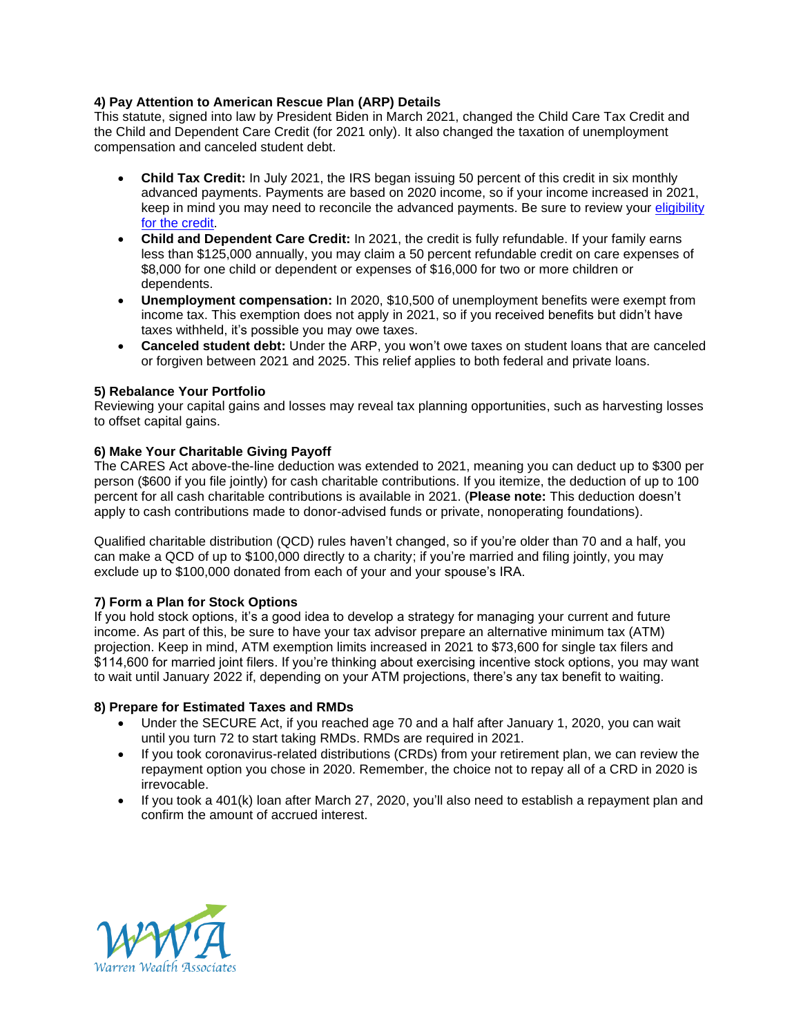**4) Pay Attention to American Rescue Plan (ARP) Details**
This statute, signed into law by President Biden in March 2021, changed the Child Care Tax Credit and the Child and Dependent Care Credit (for 2021 only). It also changed the taxation of unemployment compensation and canceled student debt.

- **Child Tax Credit:** In July 2021, the IRS began issuing 50 percent of this credit in six monthly advanced payments. Payments are based on 2020 income, so if your income increased in 2021, keep in mind you may need to reconcile the advanced payments. Be sure to review your [eligibility for the credit](#).
- **Child and Dependent Care Credit:** In 2021, the credit is fully refundable. If your family earns less than $125,000 annually, you may claim a 50 percent refundable credit on care expenses of $8,000 for one child or dependent or expenses of $16,000 for two or more children or dependents.
- **Unemployment compensation:** In 2020, $10,500 of unemployment benefits were exempt from income tax. This exemption does not apply in 2021, so if you received benefits but didn't have taxes withheld, it's possible you may owe taxes.
- **Canceled student debt:** Under the ARP, you won't owe taxes on student loans that are canceled or forgiven between 2021 and 2025. This relief applies to both federal and private loans.

**5) Rebalance Your Portfolio**
Reviewing your capital gains and losses may reveal tax planning opportunities, such as harvesting losses to offset capital gains.

**6) Make Your Charitable Giving Payoff**
The CARES Act above-the-line deduction was extended to 2021, meaning you can deduct up to $300 per person ($600 if you file jointly) for cash charitable contributions. If you itemize, the deduction of up to 100 percent for all cash charitable contributions is available in 2021. (**Please note:** This deduction doesn't apply to cash contributions made to donor-advised funds or private, nonoperating foundations).

Qualified charitable distribution (QCD) rules haven't changed, so if you're older than 70 and a half, you can make a QCD of up to $100,000 directly to a charity; if you're married and filing jointly, you may exclude up to $100,000 donated from each of your and your spouse's IRA.

**7) Form a Plan for Stock Options**
If you hold stock options, it's a good idea to develop a strategy for managing your current and future income. As part of this, be sure to have your tax advisor prepare an alternative minimum tax (ATM) projection. Keep in mind, ATM exemption limits increased in 2021 to $73,600 for single tax filers and $114,600 for married joint filers. If you're thinking about exercising incentive stock options, you may want to wait until January 2022 if, depending on your ATM projections, there's any tax benefit to waiting.

**8) Prepare for Estimated Taxes and RMDs**

- Under the SECURE Act, if you reached age 70 and a half after January 1, 2020, you can wait until you turn 72 to start taking RMDs. RMDs are required in 2021.
- If you took coronavirus-related distributions (CRDs) from your retirement plan, we can review the repayment option you chose in 2020. Remember, the choice not to repay all of a CRD in 2020 is irrevocable.
- If you took a 401(k) loan after March 27, 2020, you'll also need to establish a repayment plan and confirm the amount of accrued interest.

WWA
Warren Wealth Associates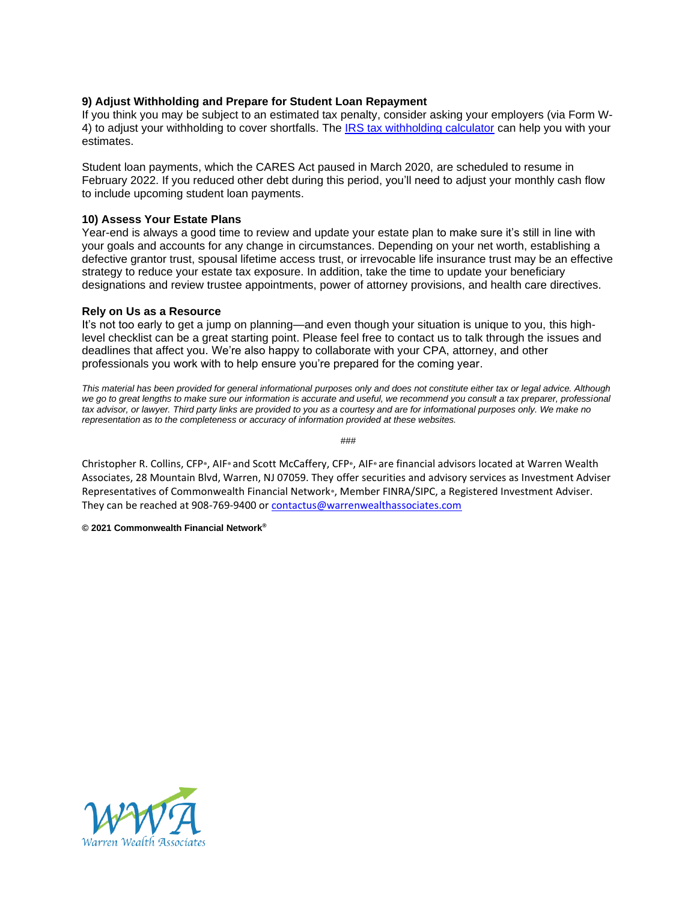**9) Adjust Withholding and Prepare for Student Loan Repayment**

If you think you may be subject to an estimated tax penalty, consider asking your employers (via Form W-4) to adjust your withholding to cover shortfalls. The IRS tax withholding calculator can help you with your estimates.

Student loan payments, which the CARES Act paused in March 2020, are scheduled to resume in February 2022. If you reduced other debt during this period, you'll need to adjust your monthly cash flow to include upcoming student loan payments.

**10) Assess Your Estate Plans**

Year-end is always a good time to review and update your estate plan to make sure it's still in line with your goals and accounts for any change in circumstances. Depending on your net worth, establishing a defective grantor trust, spousal lifetime access trust, or irrevocable life insurance trust may be an effective strategy to reduce your estate tax exposure. In addition, take the time to update your beneficiary designations and review trustee appointments, power of attorney provisions, and health care directives.

**Rely on Us as a Resource**

It's not too early to get a jump on planning—and even though your situation is unique to you, this high-level checklist can be a great starting point. Please feel free to contact us to talk through the issues and deadlines that affect you. We're also happy to collaborate with your CPA, attorney, and other professionals you work with to help ensure you're prepared for the coming year.

*This material has been provided for general informational purposes only and does not constitute either tax or legal advice. Although we go to great lengths to make sure our information is accurate and useful, we recommend you consult a tax preparer, professional tax advisor, or lawyer. Third party links are provided to you as a courtesy and are for informational purposes only. We make no representation as to the completeness or accuracy of information provided at these websites.*

###

Christopher R. Collins, CFP®, AIF® and Scott McCaffery, CFP®, AIF® are financial advisors located at Warren Wealth Associates, 28 Mountain Blvd, Warren, NJ 07059. They offer securities and advisory services as Investment Adviser Representatives of Commonwealth Financial Network®, Member FINRA/SIPC, a Registered Investment Adviser. They can be reached at 908-769-9400 or contactus@warrenwealthassociates.com

**© 2021 Commonwealth Financial Network®**

WWA
Warren Wealth Associates